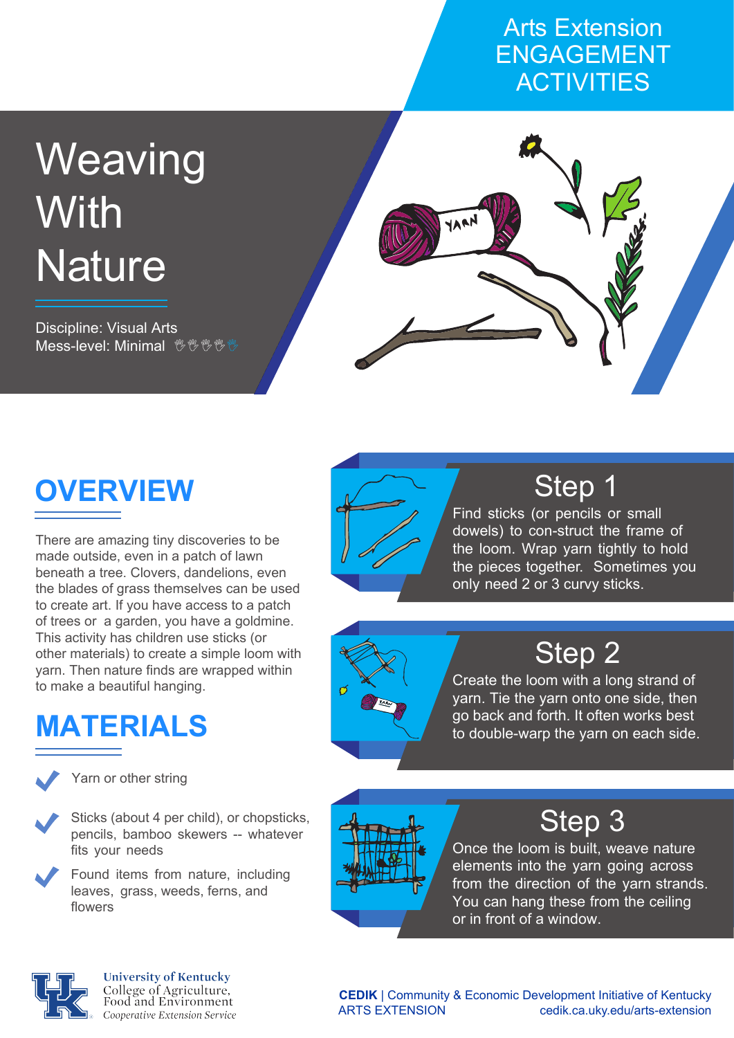Arts Extension ENGAGEMENT ACTIVITIES

# Weaving With Nature

Discipline: Visual Arts
Mess-level: Minimal

## OVERVIEW

There are amazing tiny discoveries to be made outside, even in a patch of lawn beneath a tree. Clovers, dandelions, even the blades of grass themselves can be used to create art. If you have access to a patch of trees or a garden, you have a goldmine. This activity has children use sticks (or other materials) to create a simple loom with yarn. Then nature finds are wrapped within to make a beautiful hanging.

## MATERIALS

- Yarn or other string
- Sticks (about 4 per child), or chopsticks, pencils, bamboo skewers -- whatever fits your needs
- Found items from nature, including leaves, grass, weeds, ferns, and flowers

## Step 1

Find sticks (or pencils or small dowels) to con-struct the frame of the loom. Wrap yarn tightly to hold the pieces together. Sometimes you only need 2 or 3 curvy sticks.

## Step 2

Create the loom with a long strand of yarn. Tie the yarn onto one side, then go back and forth. It often works best to double-warp the yarn on each side.

## Step 3

Once the loom is built, weave nature elements into the yarn going across from the direction of the yarn strands. You can hang these from the ceiling or in front of a window.

University of Kentucky
College of Agriculture, Food and Environment
Cooperative Extension Service

**CEDIK** | Community & Economic Development Initiative of Kentucky
ARTS EXTENSION
cedik.ca.uky.edu/arts-extension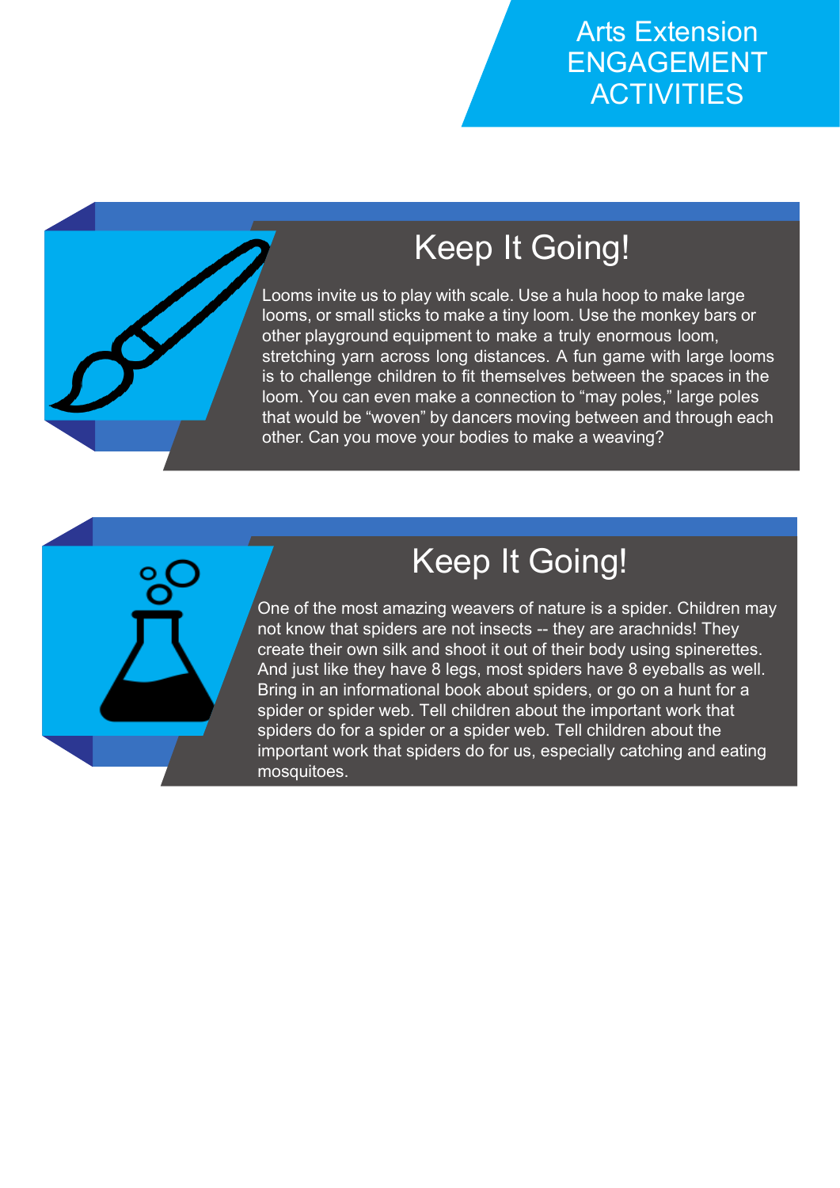Arts Extension ENGAGEMENT ACTIVITIES

## Keep It Going!

Looms invite us to play with scale. Use a hula hoop to make large looms, or small sticks to make a tiny loom. Use the monkey bars or other playground equipment to make a truly enormous loom, stretching yarn across long distances. A fun game with large looms is to challenge children to fit themselves between the spaces in the loom. You can even make a connection to “may poles,” large poles that would be “woven” by dancers moving between and through each other. Can you move your bodies to make a weaving?

## Keep It Going!

One of the most amazing weavers of nature is a spider. Children may not know that spiders are not insects -- they are arachnids! They create their own silk and shoot it out of their body using spinerettes. And just like they have 8 legs, most spiders have 8 eyeballs as well. Bring in an informational book about spiders, or go on a hunt for a spider or spider web. Tell children about the important work that spiders do for a spider or a spider web. Tell children about the important work that spiders do for us, especially catching and eating mosquitoes.